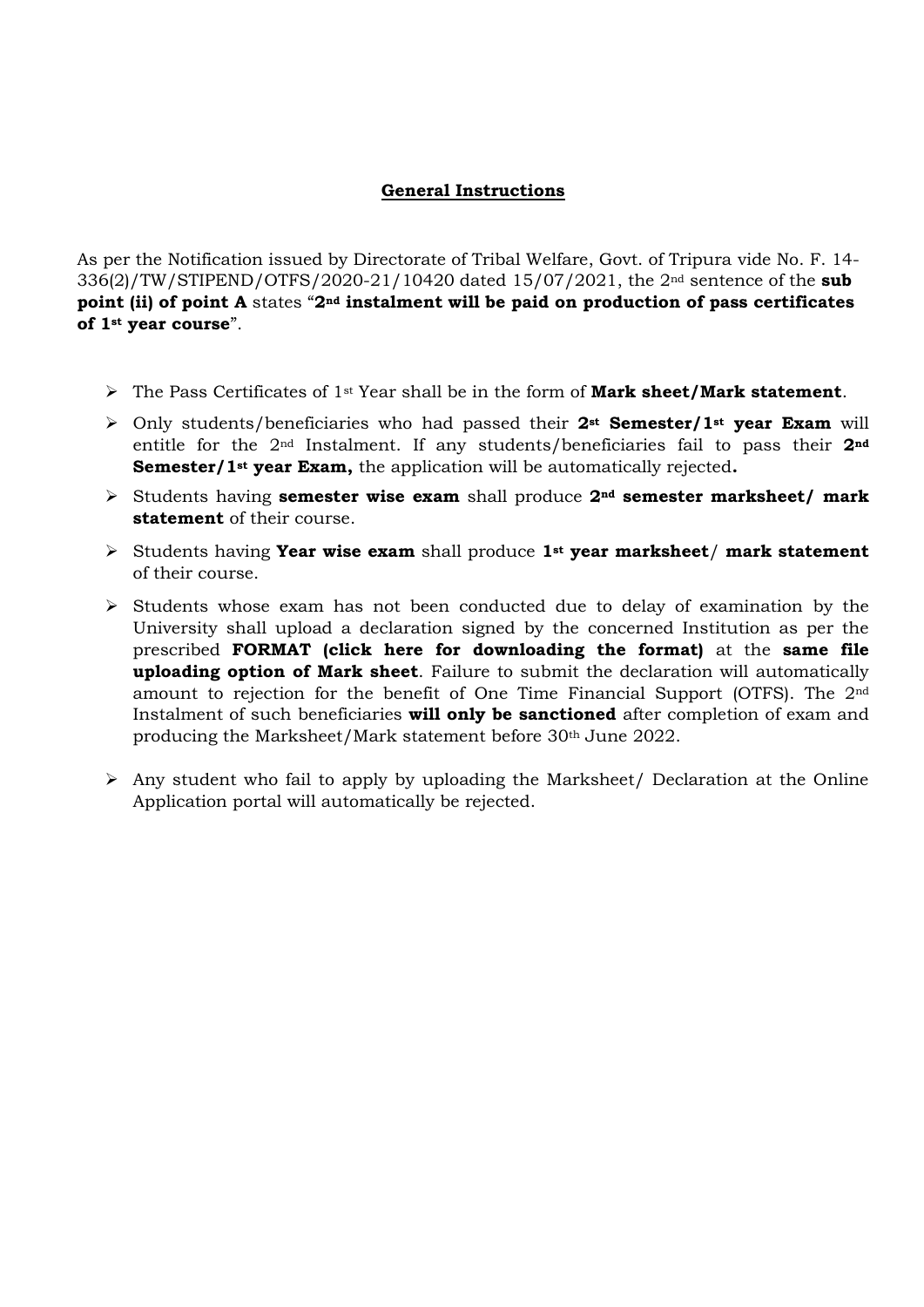## General Instructions

As per the Notification issued by Directorate of Tribal Welfare, Govt. of Tripura vide No. F. 14-336(2)/TW/STIPEND/OTFS/2020-21/10420 dated 15/07/2021, the 2nd sentence of the **sub point (ii) of point A** states "**2nd instalment will be paid on production of pass certificates of 1st year course**".

- The Pass Certificates of 1st Year shall be in the form of **Mark sheet/Mark statement**.
- Only students/beneficiaries who had passed their **2st Semester/1st year Exam** will entitle for the 2nd Instalment. If any students/beneficiaries fail to pass their **2nd Semester/1st year Exam,** the application will be automatically rejected**.**
- Students having **semester wise exam** shall produce **2nd semester marksheet/ mark statement** of their course.
- Students having **Year wise exam** shall produce **1st year marksheet**/ **mark statement** of their course.
- Students whose exam has not been conducted due to delay of examination by the University shall upload a declaration signed by the concerned Institution as per the prescribed **FORMAT (click here for downloading the format)** at the **same file uploading option of Mark sheet**. Failure to submit the declaration will automatically amount to rejection for the benefit of One Time Financial Support (OTFS). The 2nd Instalment of such beneficiaries **will only be sanctioned** after completion of exam and producing the Marksheet/Mark statement before 30th June 2022.
- Any student who fail to apply by uploading the Marksheet/ Declaration at the Online Application portal will automatically be rejected.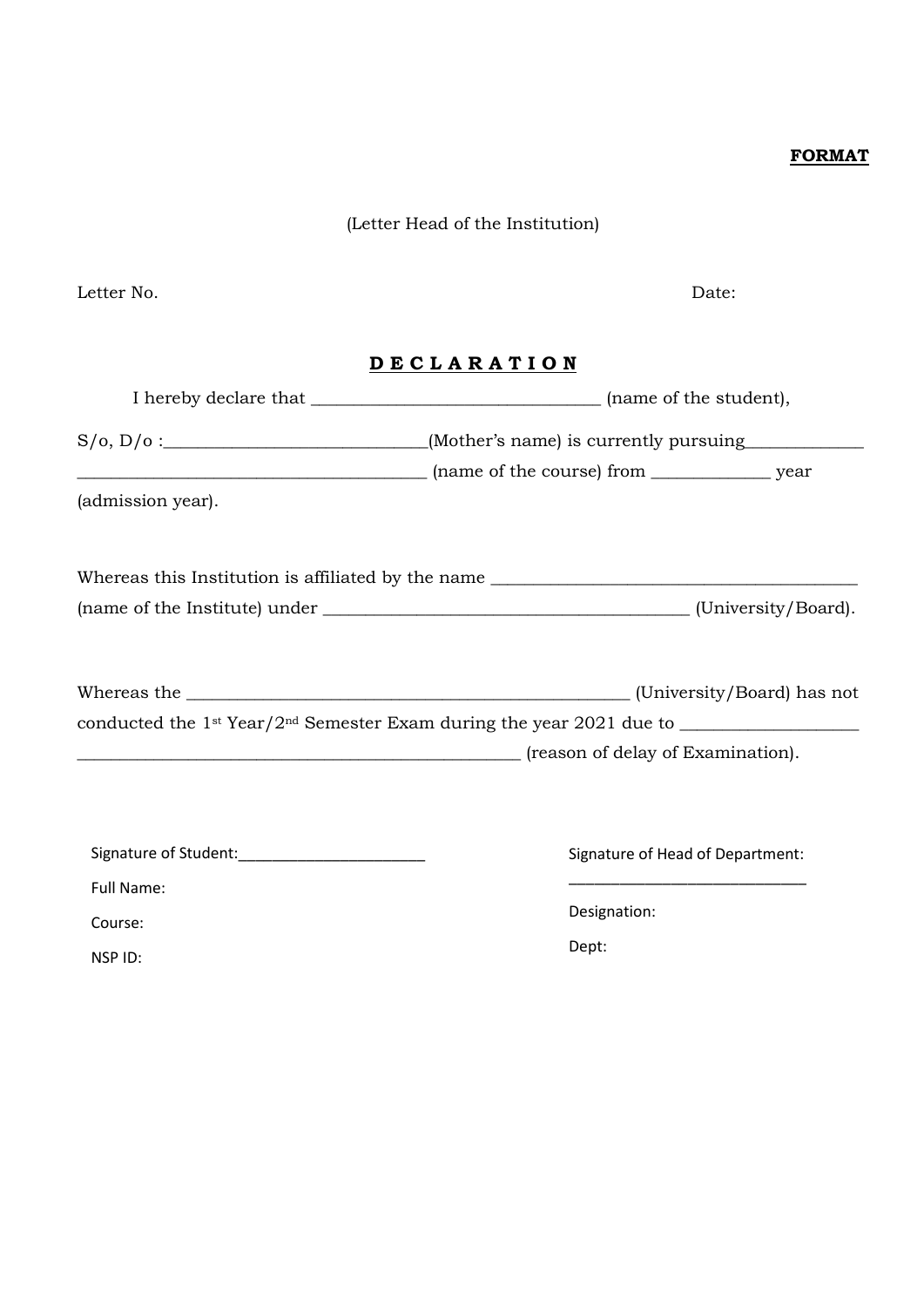**FORMAT**

(Letter Head of the Institution)

Letter No. Date:

## D E C L A R A T I O N

I hereby declare that ________________________________ (name of the student),

S/o, D/o :____________________________(Mother's name) is currently pursuing_____________ _______________________________________ (name of the course) from _____________ year (admission year).

Whereas this Institution is affiliated by the name _________________________________________ (name of the Institute) under _________________________________________ (University/Board).

Whereas the __________________________________________________ (University/Board) has not conducted the 1st Year/2nd Semester Exam during the year 2021 due to ___________________ __________________________________________________ (reason of delay of Examination).

Signature of Student:______________________

Full Name:

Course:

NSP ID:

Signature of Head of Department: ___________________________

Designation:

Dept: